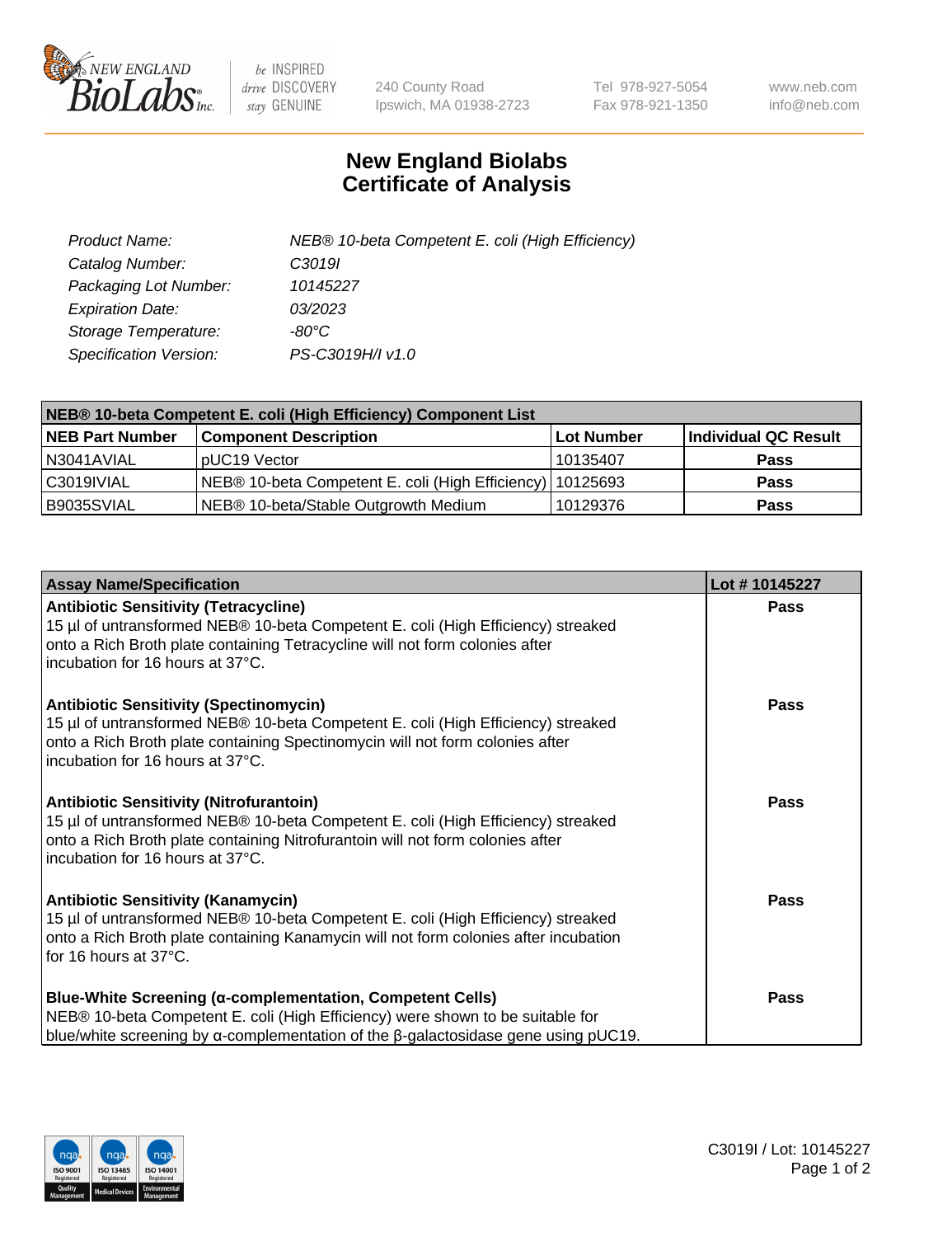New England Biolabs
240 County Road
Ipswich, MA 01938-2723
Tel 978-927-5054
Fax 978-921-1350
www.neb.com
info@neb.com

# New England Biolabs
# Certificate of Analysis

| | |
|---|---|
| *Product Name:* | *NEB® 10-beta Competent E. coli (High Efficiency)* |
| *Catalog Number:* | *C3019I* |
| *Packaging Lot Number:* | *10145227* |
| *Expiration Date:* | *03/2023* |
| *Storage Temperature:* | *-80°C* |
| *Specification Version:* | *PS-C3019H/I v1.0* |

**NEB® 10-beta Competent E. coli (High Efficiency) Component List**

| NEB Part Number | Component Description | Lot Number | Individual QC Result |
|---|---|---|---|
| N3041AVIAL | pUC19 Vector | 10135407 | **Pass** |
| C3019IVIAL | NEB® 10-beta Competent E. coli (High Efficiency) | 10125693 | **Pass** |
| B9035SVIAL | NEB® 10-beta/Stable Outgrowth Medium | 10129376 | **Pass** |

| Assay Name/Specification | Lot # 10145227 |
|---|---|
| **Antibiotic Sensitivity (Tetracycline)** 15 µl of untransformed NEB® 10-beta Competent E. coli (High Efficiency) streaked onto a Rich Broth plate containing Tetracycline will not form colonies after incubation for 16 hours at 37°C. | **Pass** |
| **Antibiotic Sensitivity (Spectinomycin)** 15 µl of untransformed NEB® 10-beta Competent E. coli (High Efficiency) streaked onto a Rich Broth plate containing Spectinomycin will not form colonies after incubation for 16 hours at 37°C. | **Pass** |
| **Antibiotic Sensitivity (Nitrofurantoin)** 15 µl of untransformed NEB® 10-beta Competent E. coli (High Efficiency) streaked onto a Rich Broth plate containing Nitrofurantoin will not form colonies after incubation for 16 hours at 37°C. | **Pass** |
| **Antibiotic Sensitivity (Kanamycin)** 15 µl of untransformed NEB® 10-beta Competent E. coli (High Efficiency) streaked onto a Rich Broth plate containing Kanamycin will not form colonies after incubation for 16 hours at 37°C. | **Pass** |
| **Blue-White Screening (α-complementation, Competent Cells)** NEB® 10-beta Competent E. coli (High Efficiency) were shown to be suitable for blue/white screening by α-complementation of the β-galactosidase gene using pUC19. | **Pass** |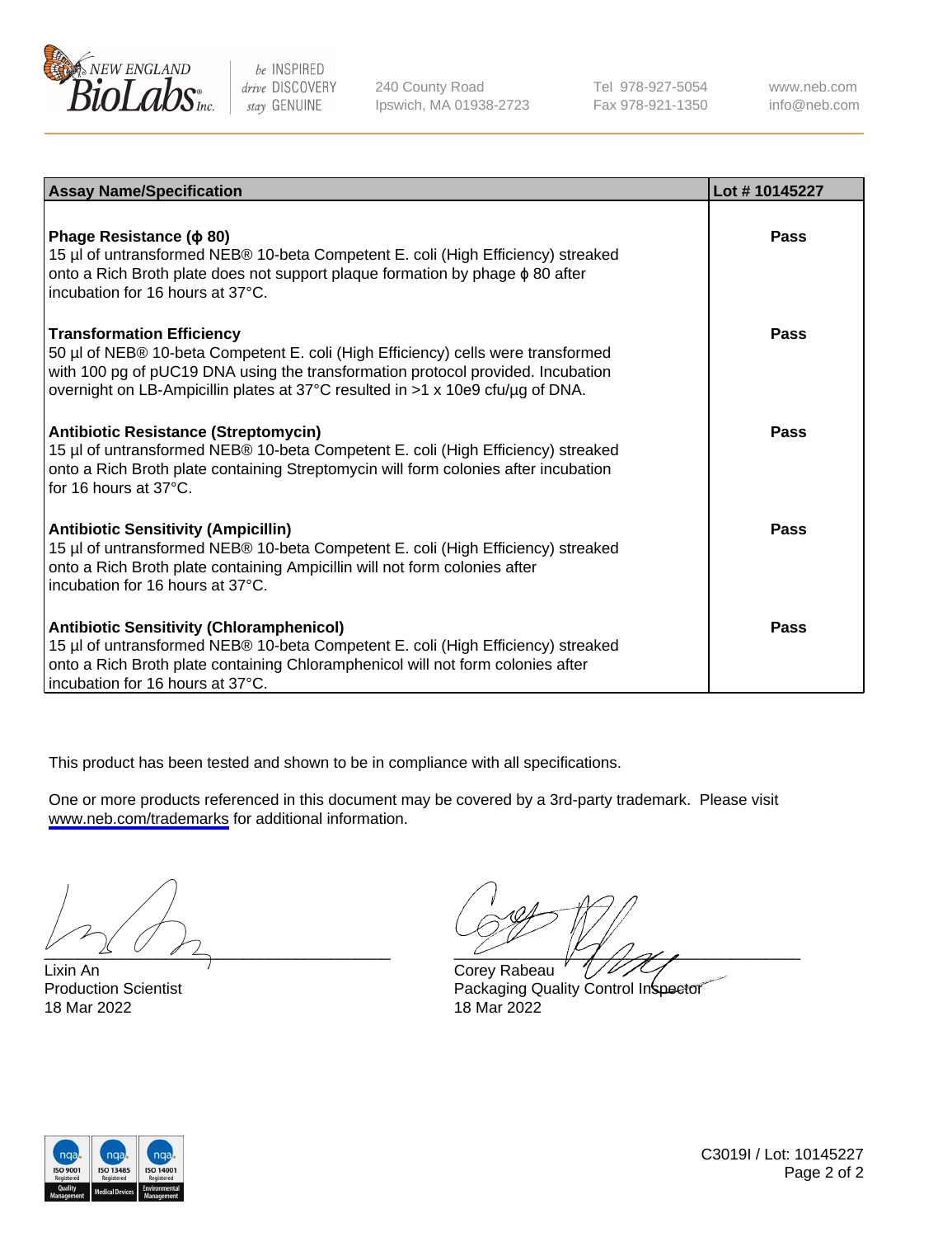| Assay Name/Specification | Lot # 10145227 |
|---|---|
| **Phage Resistance (ϕ 80)**<br>15 µl of untransformed NEB® 10-beta Competent E. coli (High Efficiency) streaked onto a Rich Broth plate does not support plaque formation by phage ϕ 80 after incubation for 16 hours at 37°C. | **Pass** |
| **Transformation Efficiency**<br>50 µl of NEB® 10-beta Competent E. coli (High Efficiency) cells were transformed with 100 pg of pUC19 DNA using the transformation protocol provided. Incubation overnight on LB-Ampicillin plates at 37°C resulted in >1 x 10e9 cfu/µg of DNA. | **Pass** |
| **Antibiotic Resistance (Streptomycin)**<br>15 µl of untransformed NEB® 10-beta Competent E. coli (High Efficiency) streaked onto a Rich Broth plate containing Streptomycin will form colonies after incubation for 16 hours at 37°C. | **Pass** |
| **Antibiotic Sensitivity (Ampicillin)**<br>15 µl of untransformed NEB® 10-beta Competent E. coli (High Efficiency) streaked onto a Rich Broth plate containing Ampicillin will not form colonies after incubation for 16 hours at 37°C. | **Pass** |
| **Antibiotic Sensitivity (Chloramphenicol)**<br>15 µl of untransformed NEB® 10-beta Competent E. coli (High Efficiency) streaked onto a Rich Broth plate containing Chloramphenicol will not form colonies after incubation for 16 hours at 37°C. | **Pass** |

This product has been tested and shown to be in compliance with all specifications.

One or more products referenced in this document may be covered by a 3rd-party trademark. Please visit www.neb.com/trademarks for additional information.

Lixin An
Production Scientist
18 Mar 2022

Corey Rabeau
Packaging Quality Control Inspector
18 Mar 2022

C3019I / Lot: 10145227